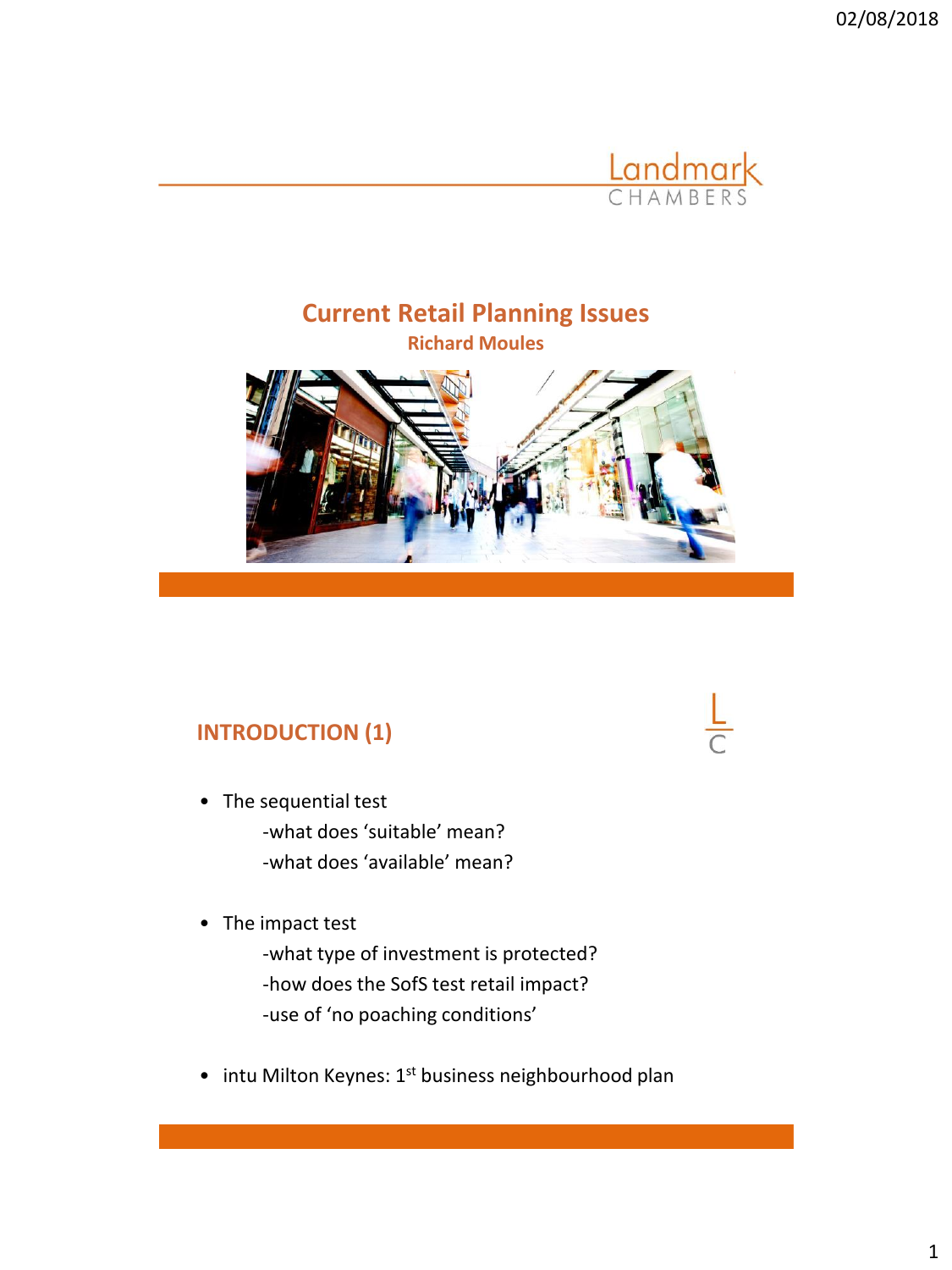# Current Retail Planning Issues

**Richard Moules**

## INTRODUCTION (1)

- The sequential test
  - -what does 'suitable' mean?
  - -what does 'available' mean?
- The impact test
  - -what type of investment is protected?
  - -how does the SofS test retail impact?
  - -use of 'no poaching conditions'
- intu Milton Keynes: 1st business neighbourhood plan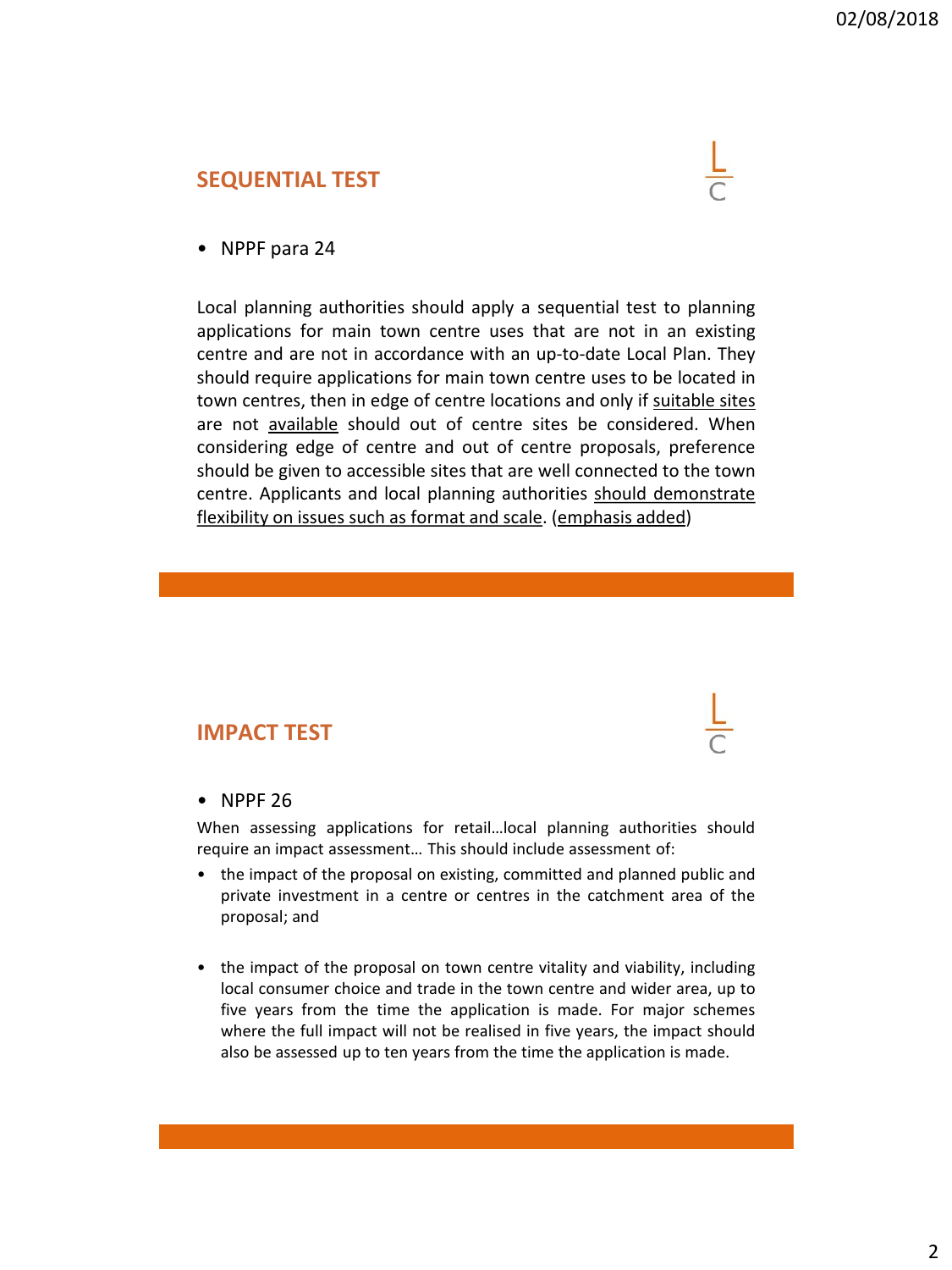## SEQUENTIAL TEST

- NPPF para 24

Local planning authorities should apply a sequential test to planning applications for main town centre uses that are not in an existing centre and are not in accordance with an up-to-date Local Plan. They should require applications for main town centre uses to be located in town centres, then in edge of centre locations and only if suitable sites are not available should out of centre sites be considered. When considering edge of centre and out of centre proposals, preference should be given to accessible sites that are well connected to the town centre. Applicants and local planning authorities should demonstrate flexibility on issues such as format and scale. (emphasis added)

## IMPACT TEST

- NPPF 26

When assessing applications for retail…local planning authorities should require an impact assessment… This should include assessment of:

- the impact of the proposal on existing, committed and planned public and private investment in a centre or centres in the catchment area of the proposal; and
- the impact of the proposal on town centre vitality and viability, including local consumer choice and trade in the town centre and wider area, up to five years from the time the application is made. For major schemes where the full impact will not be realised in five years, the impact should also be assessed up to ten years from the time the application is made.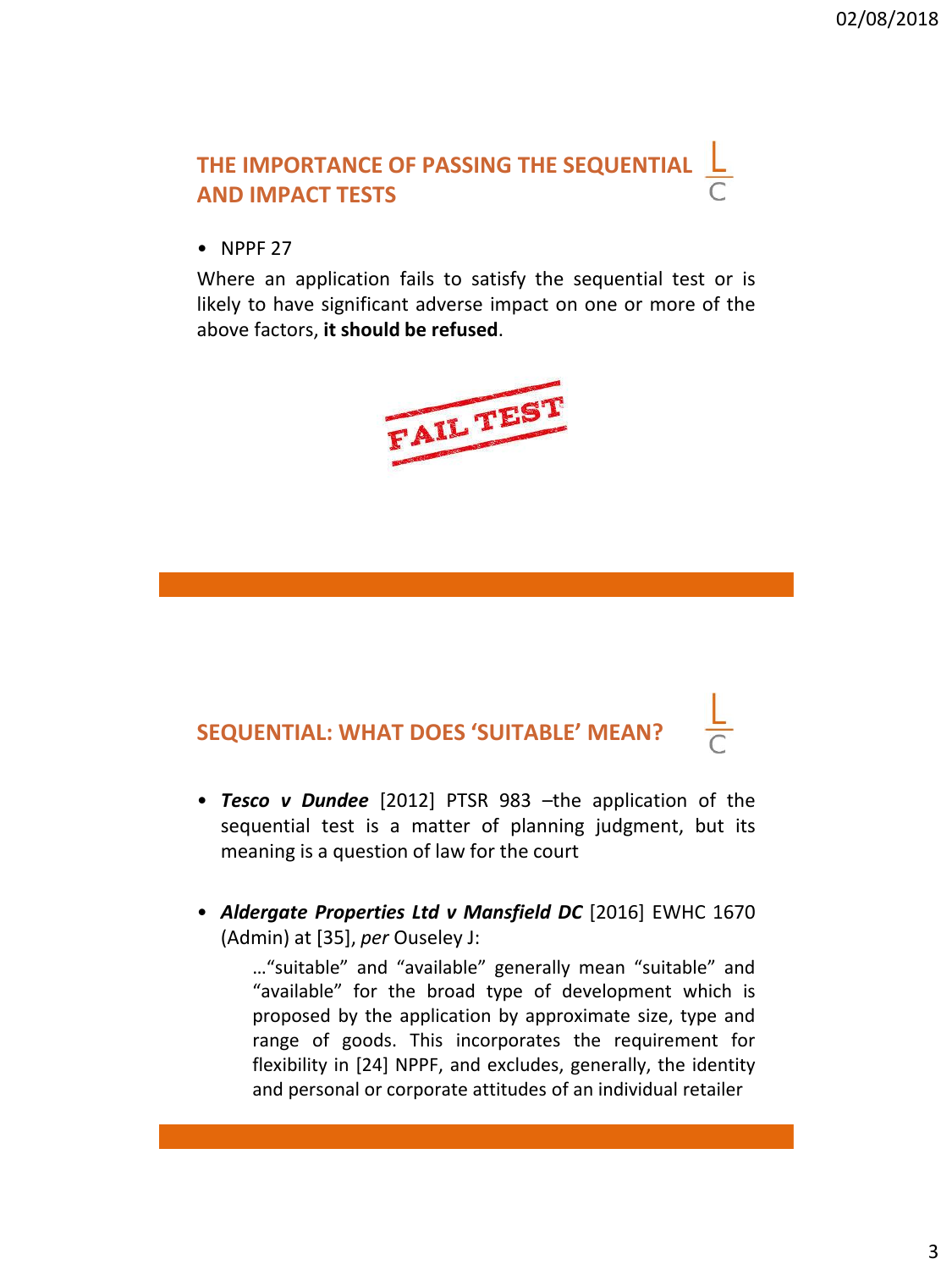## THE IMPORTANCE OF PASSING THE SEQUENTIAL AND IMPACT TESTS

- NPPF 27

Where an application fails to satisfy the sequential test or is likely to have significant adverse impact on one or more of the above factors, **it should be refused**.

## SEQUENTIAL: WHAT DOES 'SUITABLE' MEAN?

- ***Tesco v Dundee*** [2012] PTSR 983 –the application of the sequential test is a matter of planning judgment, but its meaning is a question of law for the court

- ***Aldergate Properties Ltd v Mansfield DC*** [2016] EWHC 1670 (Admin) at [35], *per* Ouseley J:

  …"suitable" and "available" generally mean "suitable" and "available" for the broad type of development which is proposed by the application by approximate size, type and range of goods. This incorporates the requirement for flexibility in [24] NPPF, and excludes, generally, the identity and personal or corporate attitudes of an individual retailer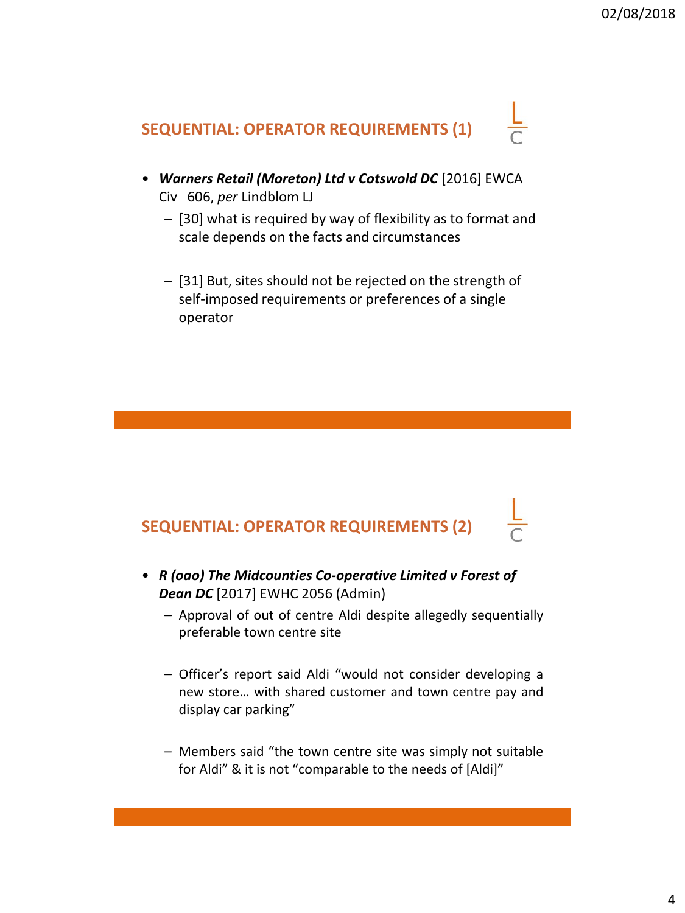## SEQUENTIAL: OPERATOR REQUIREMENTS (1)

- ***Warners Retail (Moreton) Ltd v Cotswold DC*** [2016] EWCA Civ 606, *per* Lindblom LJ
  - [30] what is required by way of flexibility as to format and scale depends on the facts and circumstances
  - [31] But, sites should not be rejected on the strength of self-imposed requirements or preferences of a single operator

## SEQUENTIAL: OPERATOR REQUIREMENTS (2)

- ***R (oao) The Midcounties Co-operative Limited v Forest of Dean DC*** [2017] EWHC 2056 (Admin)
  - Approval of out of centre Aldi despite allegedly sequentially preferable town centre site
  - Officer's report said Aldi "would not consider developing a new store… with shared customer and town centre pay and display car parking"
  - Members said "the town centre site was simply not suitable for Aldi" & it is not "comparable to the needs of [Aldi]"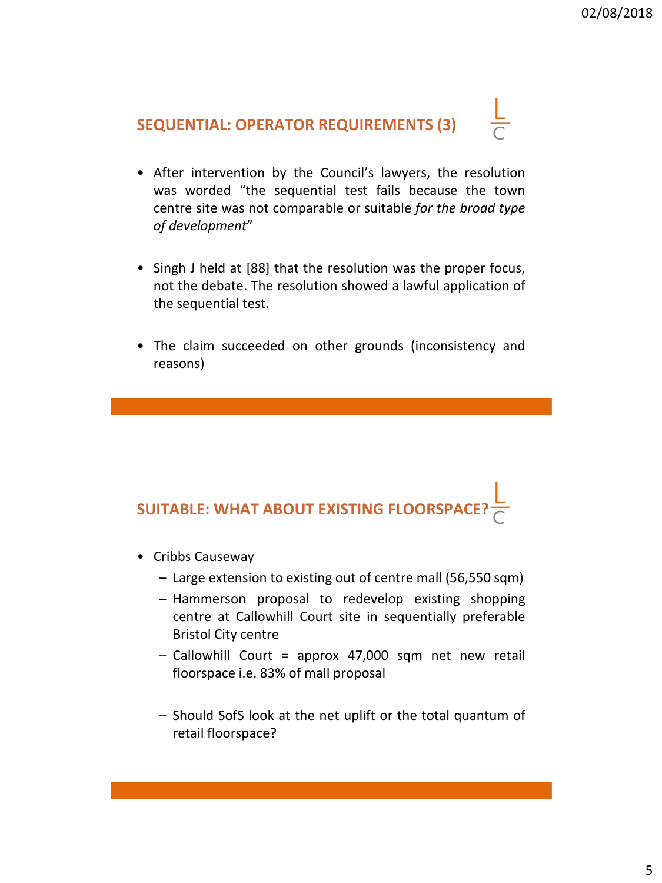## SEQUENTIAL: OPERATOR REQUIREMENTS (3)

- After intervention by the Council's lawyers, the resolution was worded "the sequential test fails because the town centre site was not comparable or suitable *for the broad type of development*"
- Singh J held at [88] that the resolution was the proper focus, not the debate. The resolution showed a lawful application of the sequential test.
- The claim succeeded on other grounds (inconsistency and reasons)

## SUITABLE: WHAT ABOUT EXISTING FLOORSPACE?

- Cribbs Causeway
  - Large extension to existing out of centre mall (56,550 sqm)
  - Hammerson proposal to redevelop existing shopping centre at Callowhill Court site in sequentially preferable Bristol City centre
  - Callowhill Court = approx 47,000 sqm net new retail floorspace i.e. 83% of mall proposal
  - Should SofS look at the net uplift or the total quantum of retail floorspace?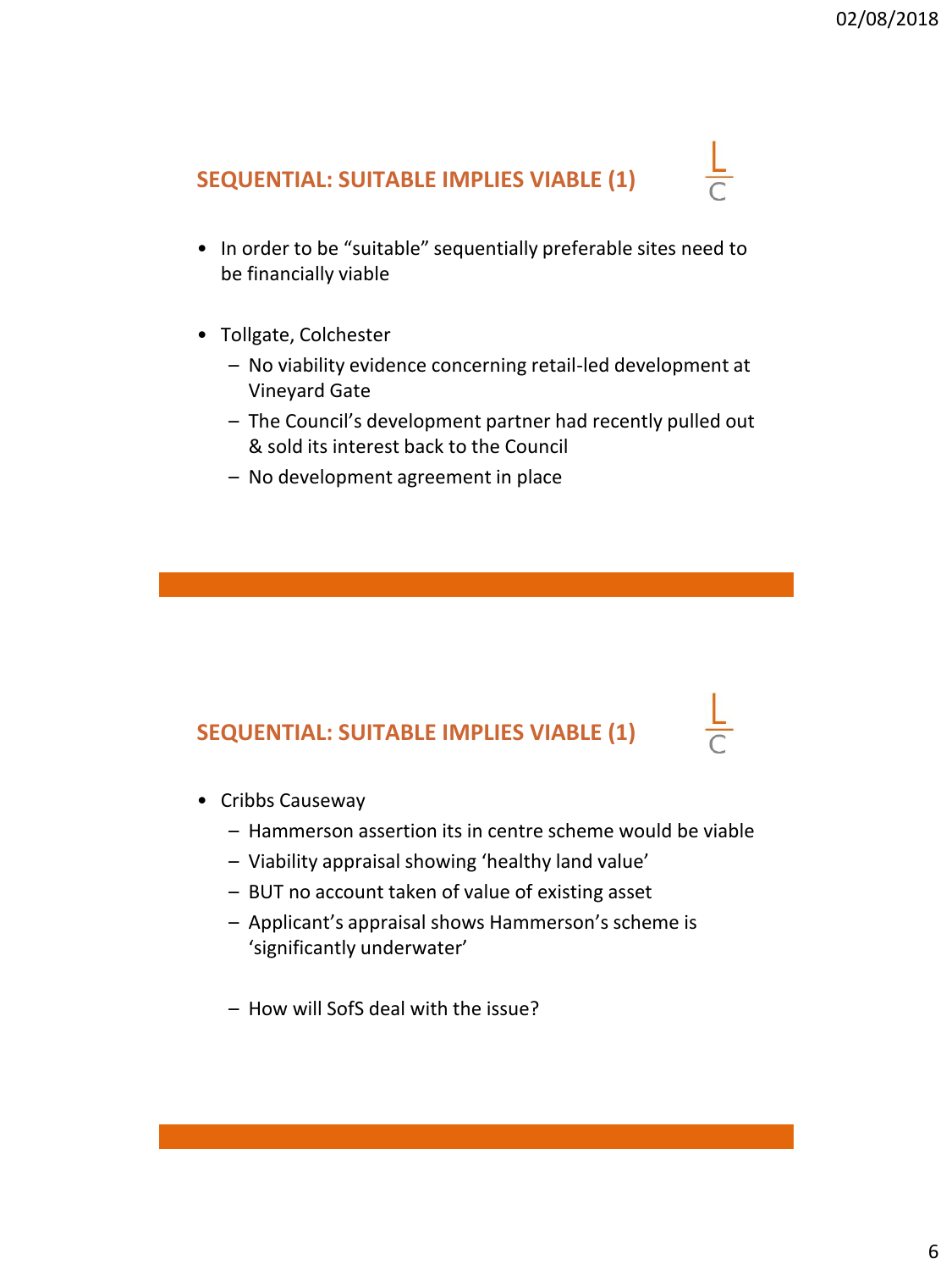## SEQUENTIAL: SUITABLE IMPLIES VIABLE (1)

- In order to be "suitable" sequentially preferable sites need to be financially viable
- Tollgate, Colchester
  - No viability evidence concerning retail-led development at Vineyard Gate
  - The Council's development partner had recently pulled out & sold its interest back to the Council
  - No development agreement in place

## SEQUENTIAL: SUITABLE IMPLIES VIABLE (1)

- Cribbs Causeway
  - Hammerson assertion its in centre scheme would be viable
  - Viability appraisal showing 'healthy land value'
  - BUT no account taken of value of existing asset
  - Applicant's appraisal shows Hammerson's scheme is 'significantly underwater'
  - How will SofS deal with the issue?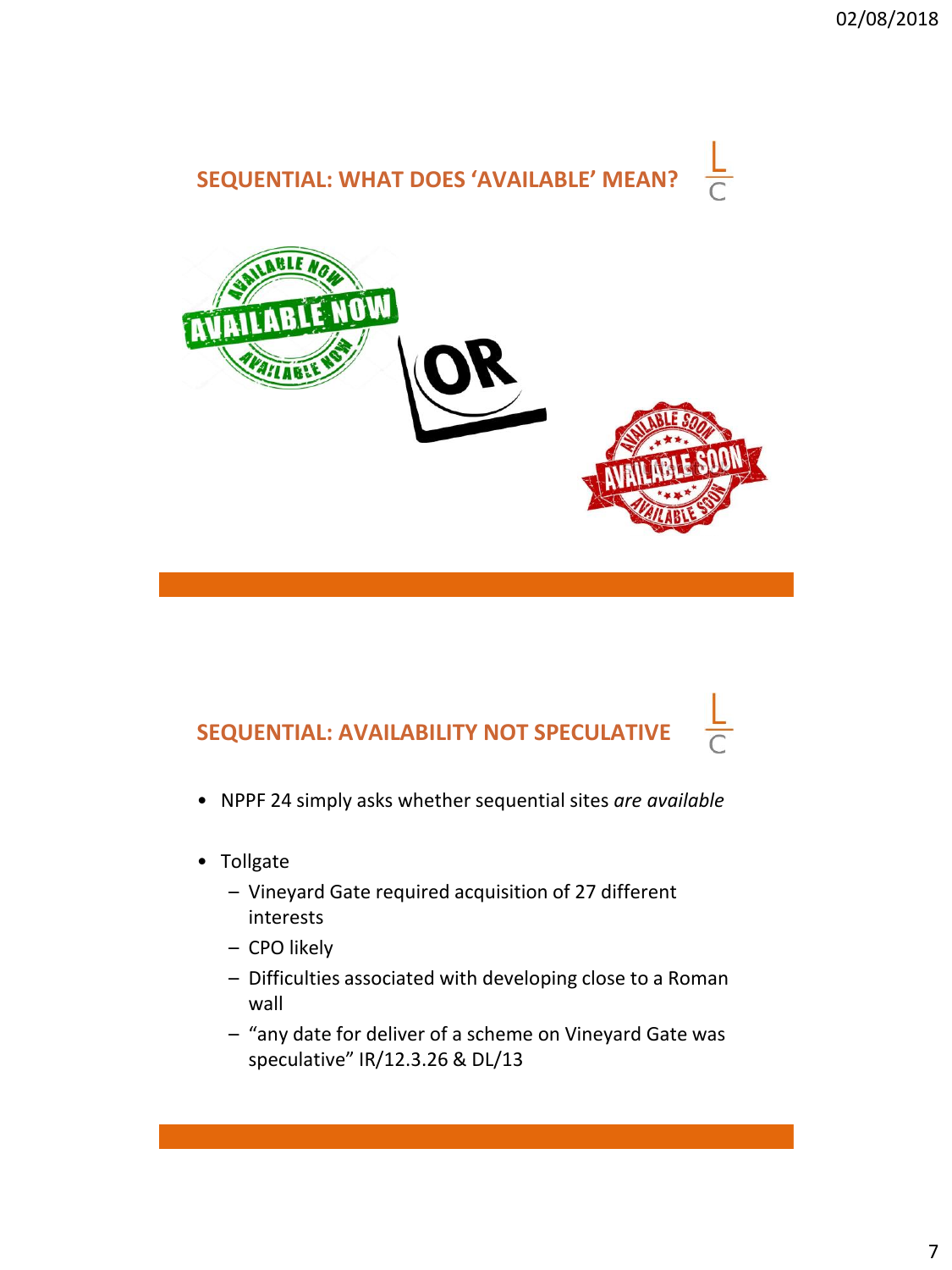## SEQUENTIAL: WHAT DOES 'AVAILABLE' MEAN?

## SEQUENTIAL: AVAILABILITY NOT SPECULATIVE

- NPPF 24 simply asks whether sequential sites *are available*
- Tollgate
  - Vineyard Gate required acquisition of 27 different interests
  - CPO likely
  - Difficulties associated with developing close to a Roman wall
  - "any date for deliver of a scheme on Vineyard Gate was speculative" IR/12.3.26 & DL/13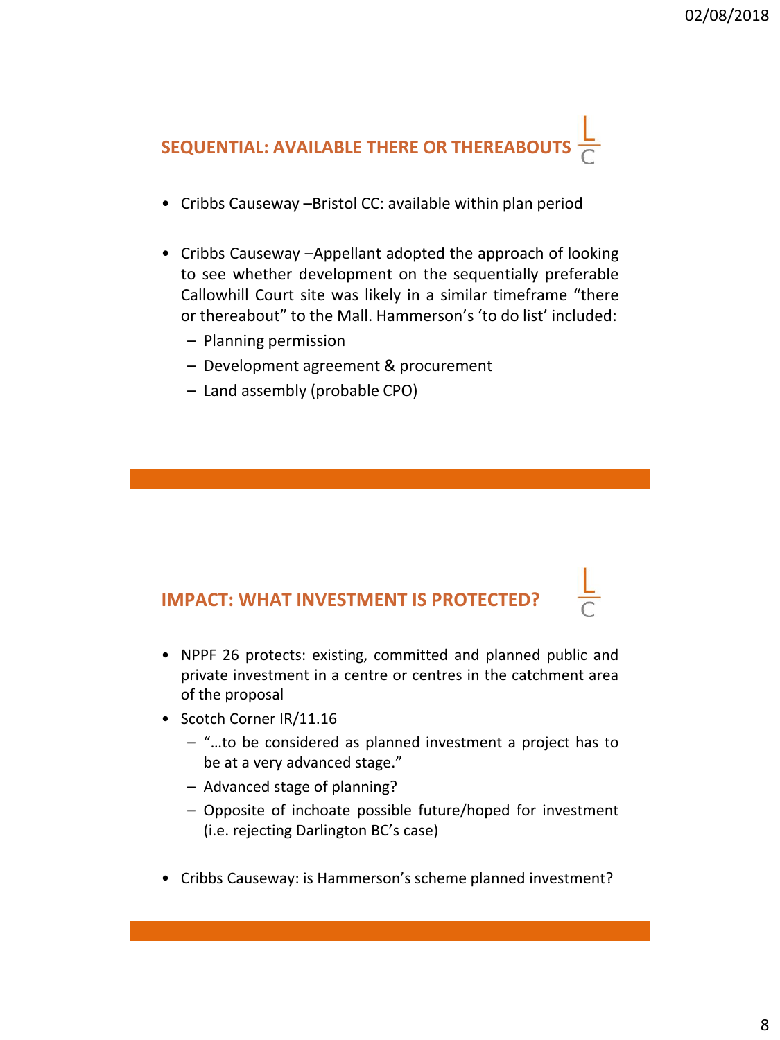## SEQUENTIAL: AVAILABLE THERE OR THEREABOUTS

- Cribbs Causeway –Bristol CC: available within plan period
- Cribbs Causeway –Appellant adopted the approach of looking to see whether development on the sequentially preferable Callowhill Court site was likely in a similar timeframe "there or thereabout" to the Mall. Hammerson's 'to do list' included:
  - Planning permission
  - Development agreement & procurement
  - Land assembly (probable CPO)

## IMPACT: WHAT INVESTMENT IS PROTECTED?

- NPPF 26 protects: existing, committed and planned public and private investment in a centre or centres in the catchment area of the proposal
- Scotch Corner IR/11.16
  - "…to be considered as planned investment a project has to be at a very advanced stage."
  - Advanced stage of planning?
  - Opposite of inchoate possible future/hoped for investment (i.e. rejecting Darlington BC's case)
- Cribbs Causeway: is Hammerson's scheme planned investment?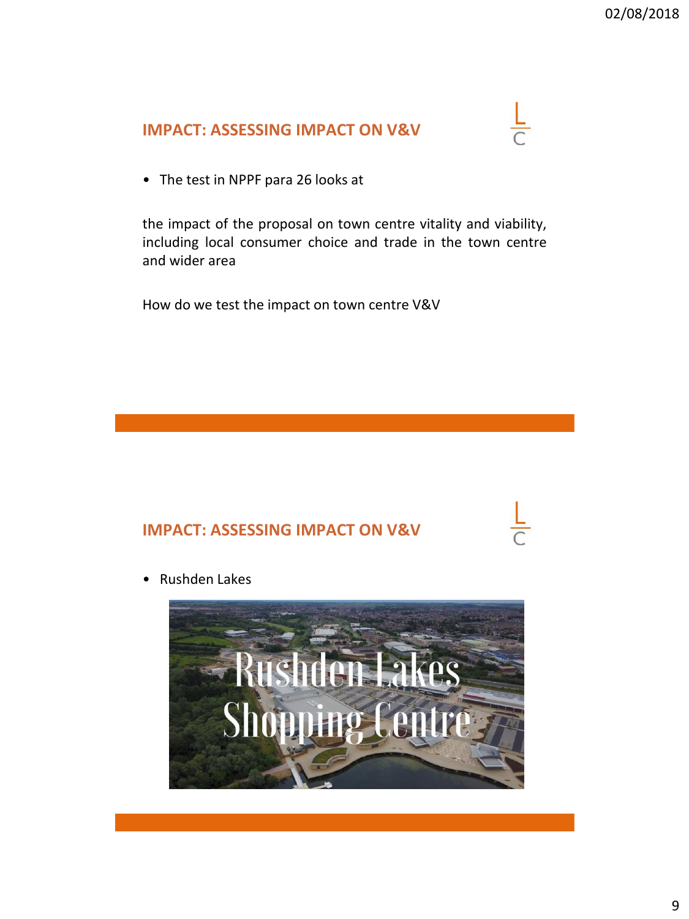## IMPACT: ASSESSING IMPACT ON V&V

- The test in NPPF para 26 looks at

the impact of the proposal on town centre vitality and viability, including local consumer choice and trade in the town centre and wider area

How do we test the impact on town centre V&V

## IMPACT: ASSESSING IMPACT ON V&V

- Rushden Lakes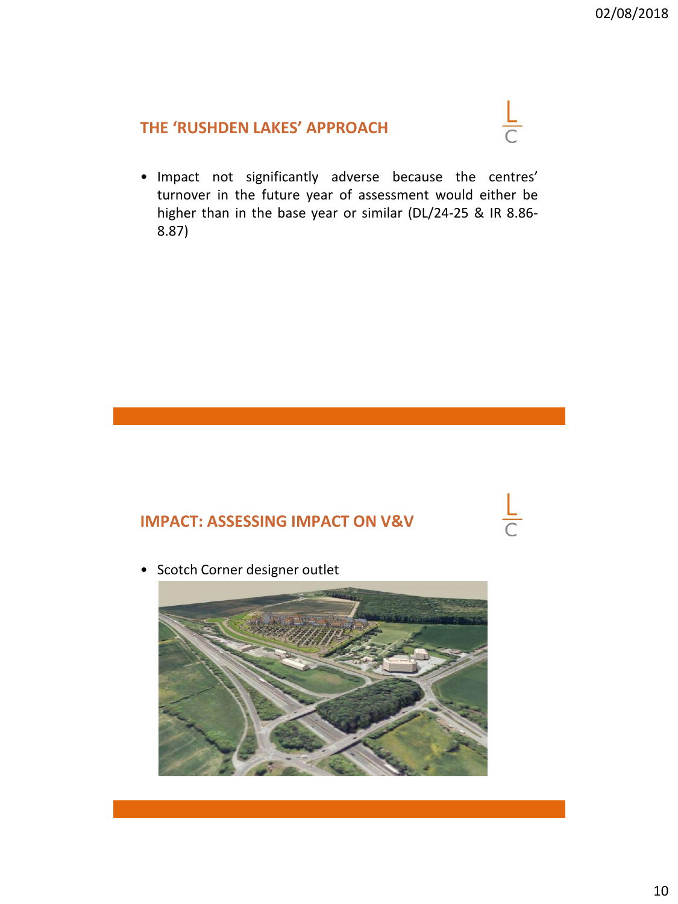## THE 'RUSHDEN LAKES' APPROACH

- Impact not significantly adverse because the centres' turnover in the future year of assessment would either be higher than in the base year or similar (DL/24-25 & IR 8.86-8.87)

## IMPACT: ASSESSING IMPACT ON V&V

- Scotch Corner designer outlet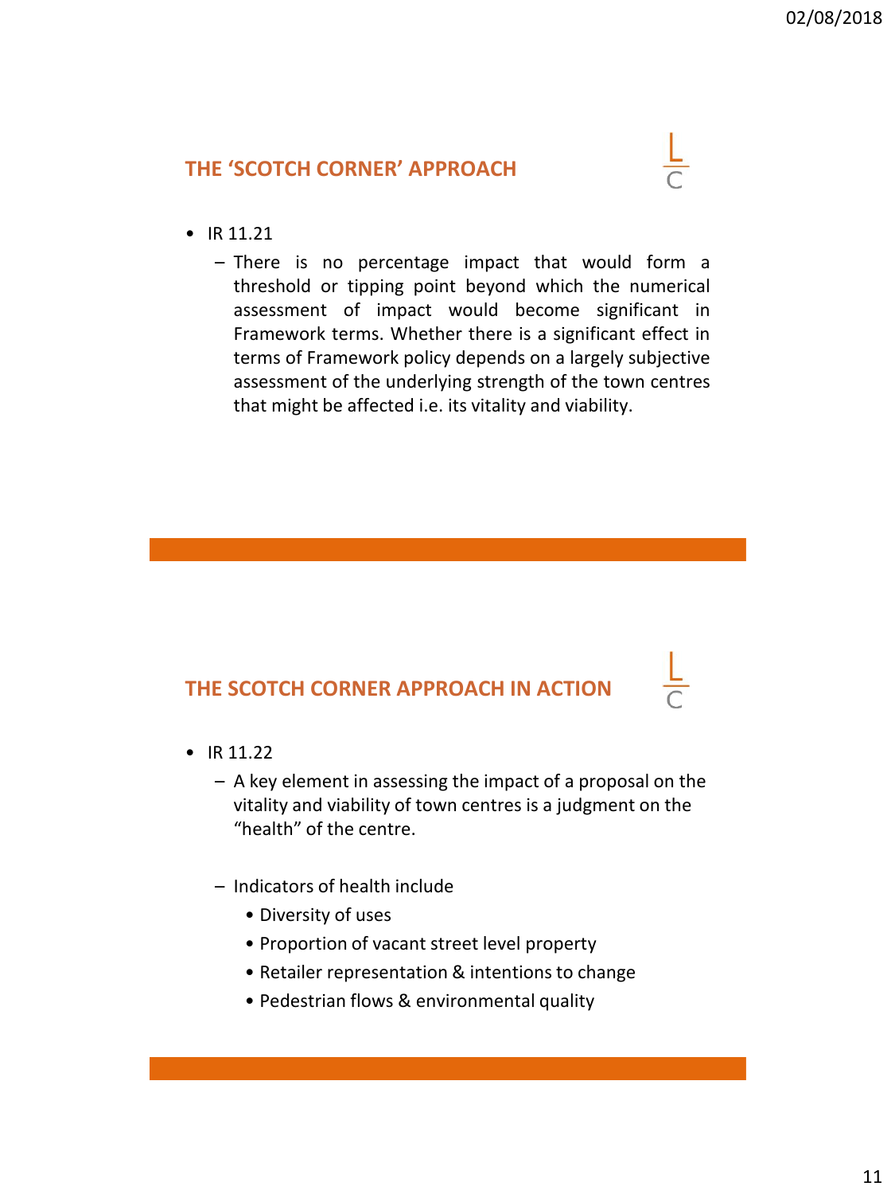## THE 'SCOTCH CORNER' APPROACH

- IR 11.21
  - There is no percentage impact that would form a threshold or tipping point beyond which the numerical assessment of impact would become significant in Framework terms. Whether there is a significant effect in terms of Framework policy depends on a largely subjective assessment of the underlying strength of the town centres that might be affected i.e. its vitality and viability.

## THE SCOTCH CORNER APPROACH IN ACTION

- IR 11.22
  - A key element in assessing the impact of a proposal on the vitality and viability of town centres is a judgment on the "health" of the centre.
  - Indicators of health include
    - Diversity of uses
    - Proportion of vacant street level property
    - Retailer representation & intentions to change
    - Pedestrian flows & environmental quality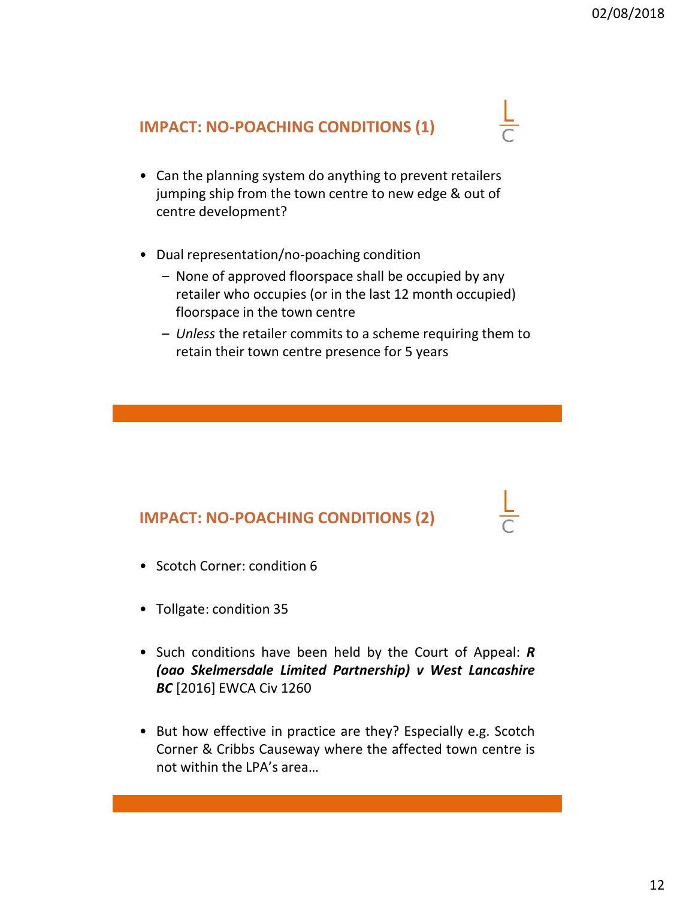## IMPACT: NO-POACHING CONDITIONS (1)

- Can the planning system do anything to prevent retailers jumping ship from the town centre to new edge & out of centre development?
- Dual representation/no-poaching condition
  - None of approved floorspace shall be occupied by any retailer who occupies (or in the last 12 month occupied) floorspace in the town centre
  - *Unless* the retailer commits to a scheme requiring them to retain their town centre presence for 5 years

## IMPACT: NO-POACHING CONDITIONS (2)

- Scotch Corner: condition 6
- Tollgate: condition 35
- Such conditions have been held by the Court of Appeal: ***R (oao Skelmersdale Limited Partnership) v West Lancashire BC*** [2016] EWCA Civ 1260
- But how effective in practice are they? Especially e.g. Scotch Corner & Cribbs Causeway where the affected town centre is not within the LPA's area…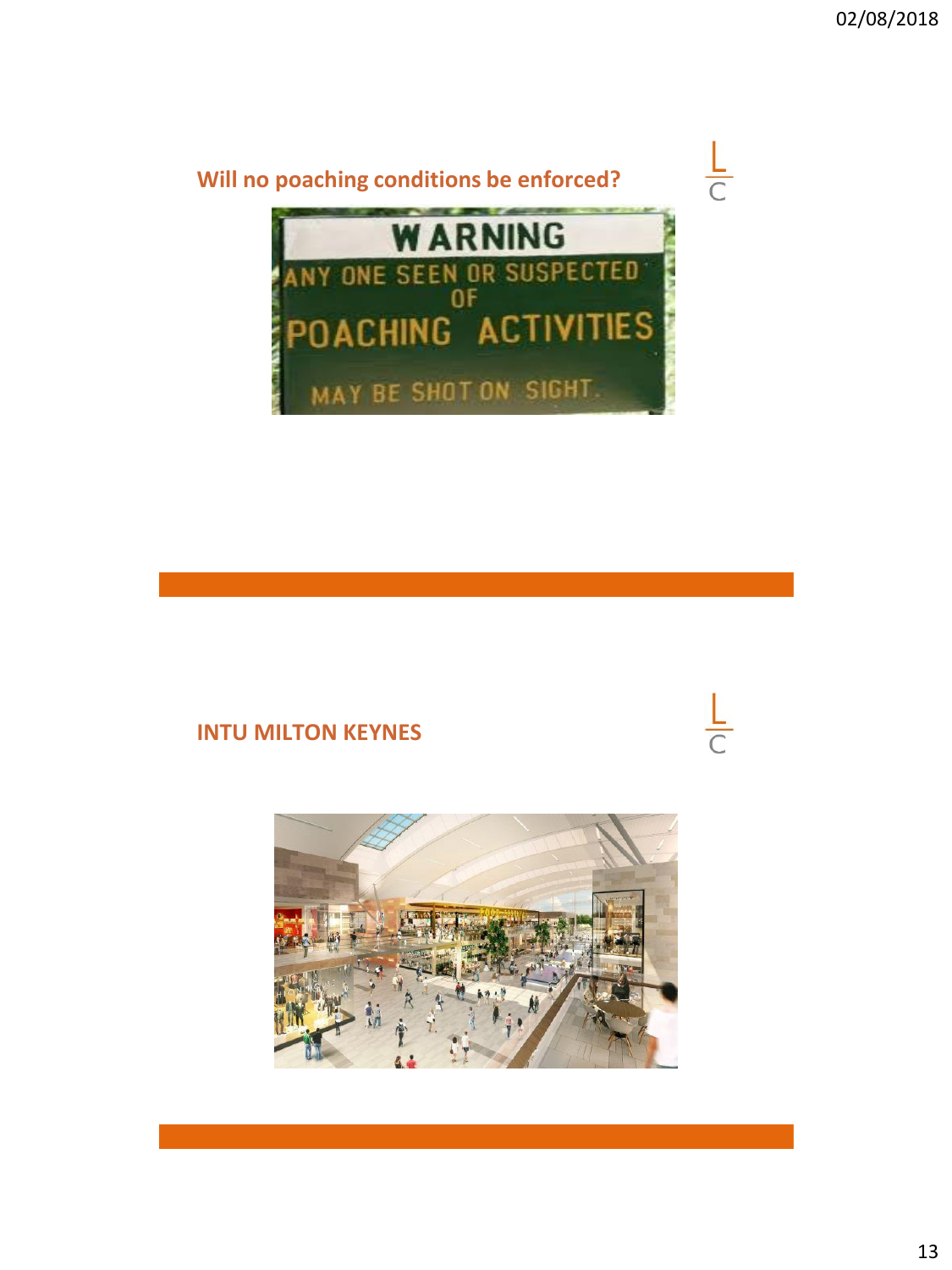## Will no poaching conditions be enforced?

WARNING
ANY ONE SEEN OR SUSPECTED OF POACHING ACTIVITIES MAY BE SHOT ON SIGHT.

## INTU MILTON KEYNES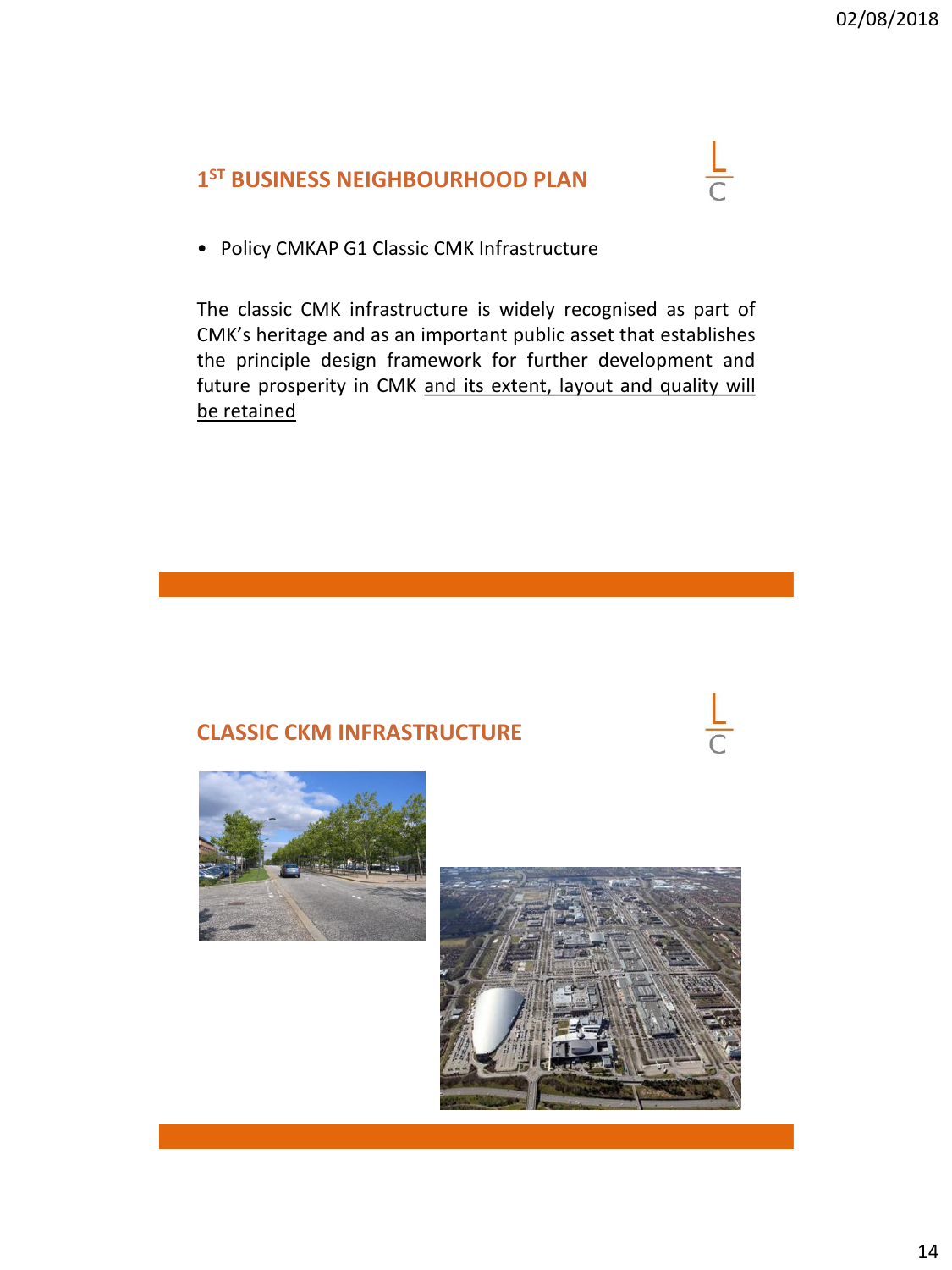## 1[ST] BUSINESS NEIGHBOURHOOD PLAN

- Policy CMKAP G1 Classic CMK Infrastructure

The classic CMK infrastructure is widely recognised as part of CMK's heritage and as an important public asset that establishes the principle design framework for further development and future prosperity in CMK <u>and its extent, layout and quality will be retained</u>

## CLASSIC CKM INFRASTRUCTURE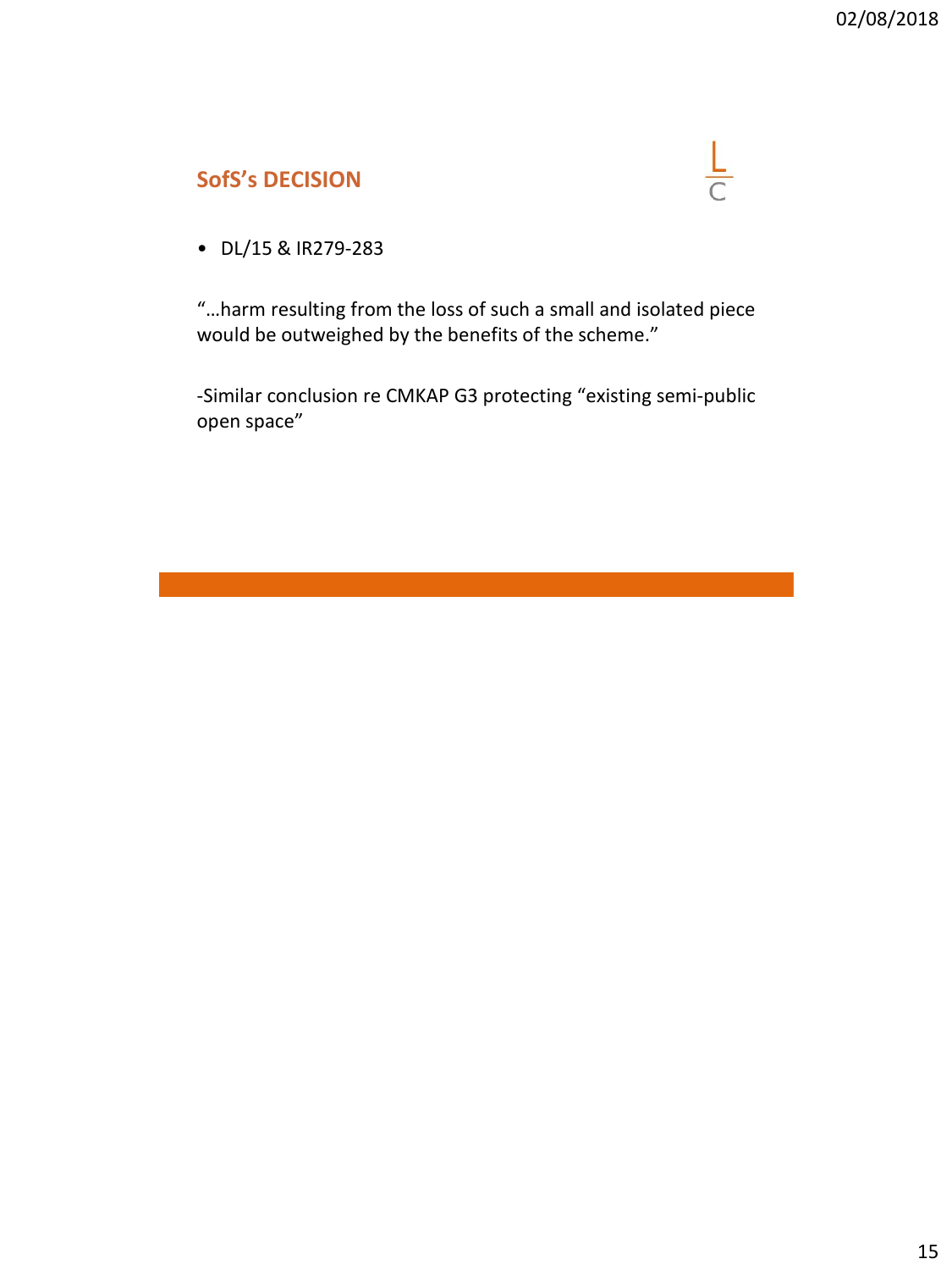## SofS's DECISION

- DL/15 & IR279-283

"…harm resulting from the loss of such a small and isolated piece would be outweighed by the benefits of the scheme."

-Similar conclusion re CMKAP G3 protecting "existing semi-public open space"